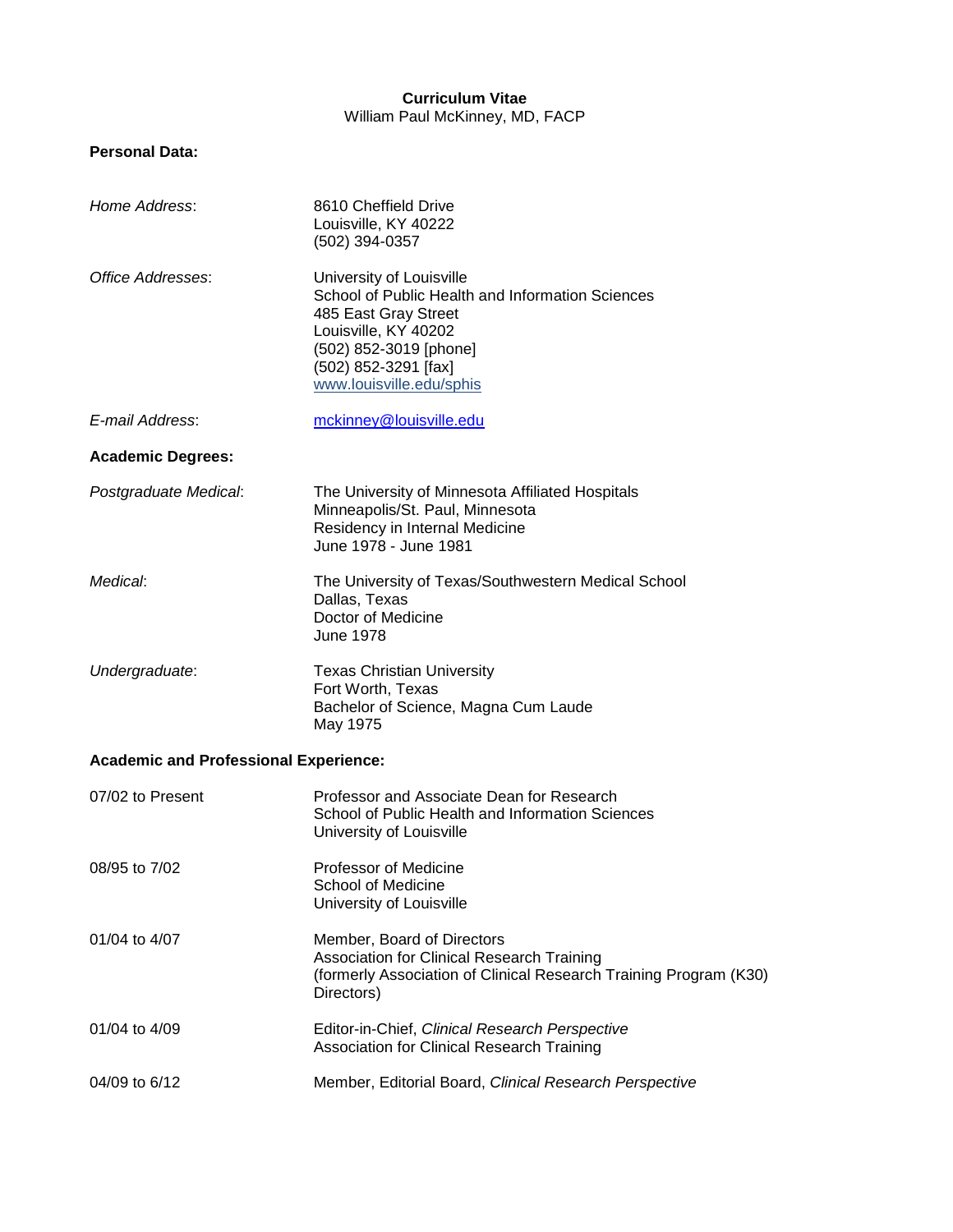**Curriculum Vitae**
William Paul McKinney, MD, FACP

**Personal Data:**

*Home Address*: 8610 Cheffield Drive
Louisville, KY 40222
(502) 394-0357

*Office Addresses*: University of Louisville
School of Public Health and Information Sciences
485 East Gray Street
Louisville, KY 40202
(502) 852-3019 [phone]
(502) 852-3291 [fax]
www.louisville.edu/sphis

*E-mail Address*: mckinney@louisville.edu

**Academic Degrees:**

*Postgraduate Medical*: The University of Minnesota Affiliated Hospitals
Minneapolis/St. Paul, Minnesota
Residency in Internal Medicine
June 1978 - June 1981

*Medical*: The University of Texas/Southwestern Medical School
Dallas, Texas
Doctor of Medicine
June 1978

*Undergraduate*: Texas Christian University
Fort Worth, Texas
Bachelor of Science, Magna Cum Laude
May 1975

**Academic and Professional Experience:**

07/02 to Present
Professor and Associate Dean for Research
School of Public Health and Information Sciences
University of Louisville

08/95 to 7/02
Professor of Medicine
School of Medicine
University of Louisville

01/04 to 4/07
Member, Board of Directors
Association for Clinical Research Training
(formerly Association of Clinical Research Training Program (K30) Directors)

01/04 to 4/09
Editor-in-Chief, *Clinical Research Perspective*
Association for Clinical Research Training

04/09 to 6/12
Member, Editorial Board, *Clinical Research Perspective*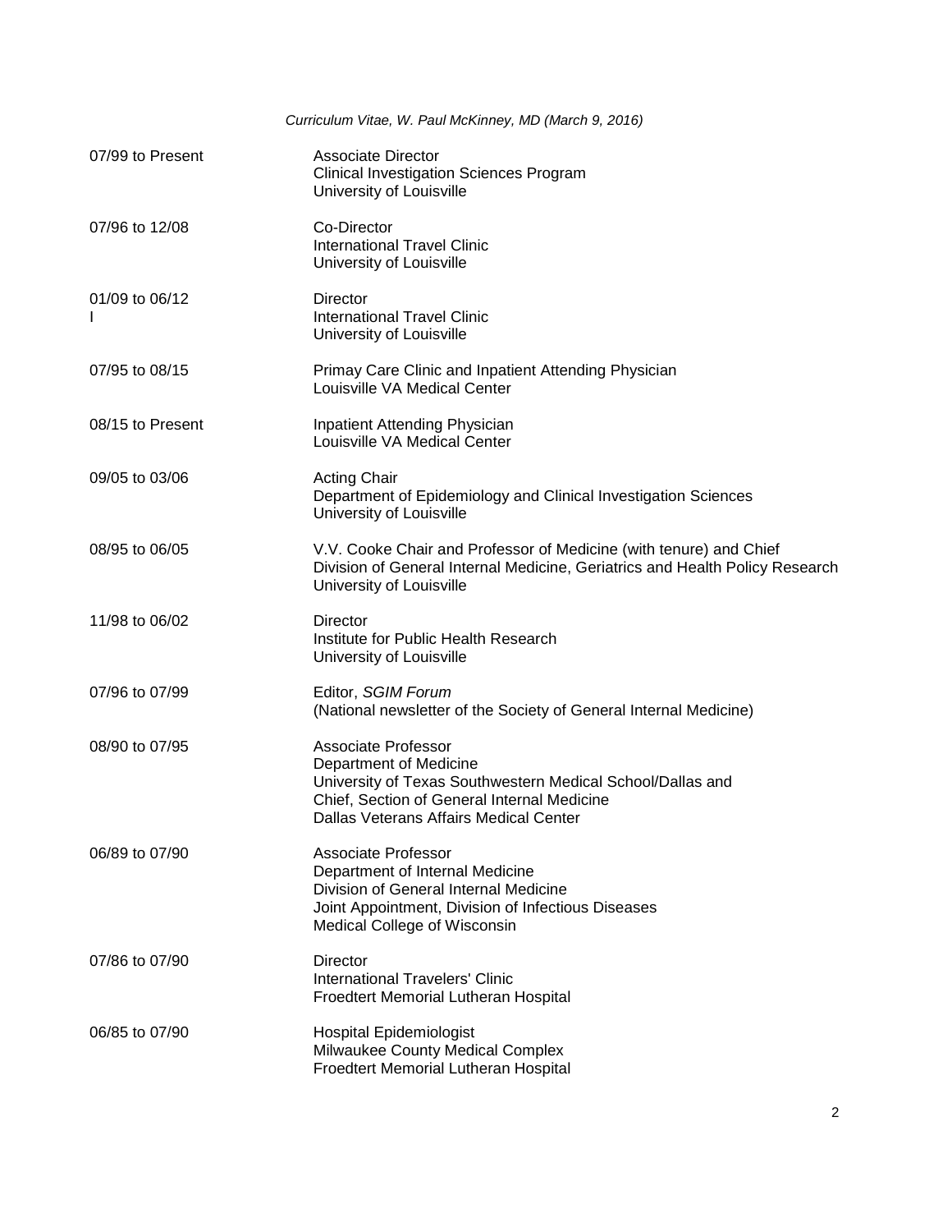| | |
|---|---|
| 07/99 to Present | Associate Director<br>Clinical Investigation Sciences Program<br>University of Louisville |
| 07/96 to 12/08 | Co-Director<br>International Travel Clinic<br>University of Louisville |
| 01/09 to 06/12<br>I | Director<br>International Travel Clinic<br>University of Louisville |
| 07/95 to 08/15 | Primay Care Clinic and Inpatient Attending Physician<br>Louisville VA Medical Center |
| 08/15 to Present | Inpatient Attending Physician<br>Louisville VA Medical Center |
| 09/05 to 03/06 | Acting Chair<br>Department of Epidemiology and Clinical Investigation Sciences<br>University of Louisville |
| 08/95 to 06/05 | V.V. Cooke Chair and Professor of Medicine (with tenure) and Chief<br>Division of General Internal Medicine, Geriatrics and Health Policy Research<br>University of Louisville |
| 11/98 to 06/02 | Director<br>Institute for Public Health Research<br>University of Louisville |
| 07/96 to 07/99 | Editor, *SGIM Forum*<br>(National newsletter of the Society of General Internal Medicine) |
| 08/90 to 07/95 | Associate Professor<br>Department of Medicine<br>University of Texas Southwestern Medical School/Dallas and<br>Chief, Section of General Internal Medicine<br>Dallas Veterans Affairs Medical Center |
| 06/89 to 07/90 | Associate Professor<br>Department of Internal Medicine<br>Division of General Internal Medicine<br>Joint Appointment, Division of Infectious Diseases<br>Medical College of Wisconsin |
| 07/86 to 07/90 | Director<br>International Travelers' Clinic<br>Froedtert Memorial Lutheran Hospital |
| 06/85 to 07/90 | Hospital Epidemiologist<br>Milwaukee County Medical Complex<br>Froedtert Memorial Lutheran Hospital |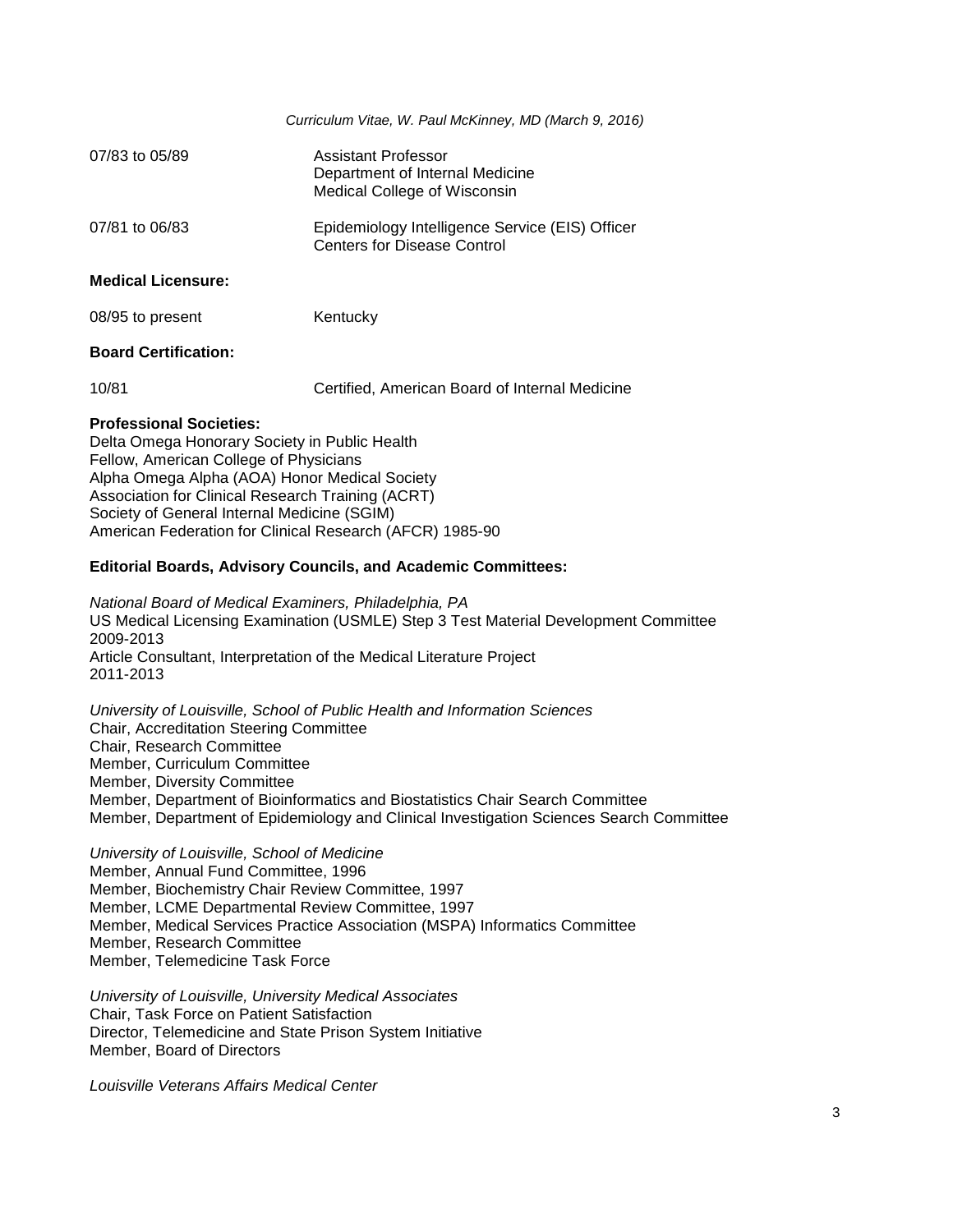| | |
|---|---|
| 07/83 to 05/89 | Assistant Professor<br>Department of Internal Medicine<br>Medical College of Wisconsin |
| 07/81 to 06/83 | Epidemiology Intelligence Service (EIS) Officer<br>Centers for Disease Control |

**Medical Licensure:**

| | |
|---|---|
| 08/95 to present | Kentucky |

**Board Certification:**

| | |
|---|---|
| 10/81 | Certified, American Board of Internal Medicine |

**Professional Societies:**

Delta Omega Honorary Society in Public Health
Fellow, American College of Physicians
Alpha Omega Alpha (AOA) Honor Medical Society
Association for Clinical Research Training (ACRT)
Society of General Internal Medicine (SGIM)
American Federation for Clinical Research (AFCR) 1985-90

**Editorial Boards, Advisory Councils, and Academic Committees:**

*National Board of Medical Examiners, Philadelphia, PA*
US Medical Licensing Examination (USMLE) Step 3 Test Material Development Committee
2009-2013
Article Consultant, Interpretation of the Medical Literature Project
2011-2013

*University of Louisville, School of Public Health and Information Sciences*
Chair, Accreditation Steering Committee
Chair, Research Committee
Member, Curriculum Committee
Member, Diversity Committee
Member, Department of Bioinformatics and Biostatistics Chair Search Committee
Member, Department of Epidemiology and Clinical Investigation Sciences Search Committee

*University of Louisville, School of Medicine*
Member, Annual Fund Committee, 1996
Member, Biochemistry Chair Review Committee, 1997
Member, LCME Departmental Review Committee, 1997
Member, Medical Services Practice Association (MSPA) Informatics Committee
Member, Research Committee
Member, Telemedicine Task Force

*University of Louisville, University Medical Associates*
Chair, Task Force on Patient Satisfaction
Director, Telemedicine and State Prison System Initiative
Member, Board of Directors

*Louisville Veterans Affairs Medical Center*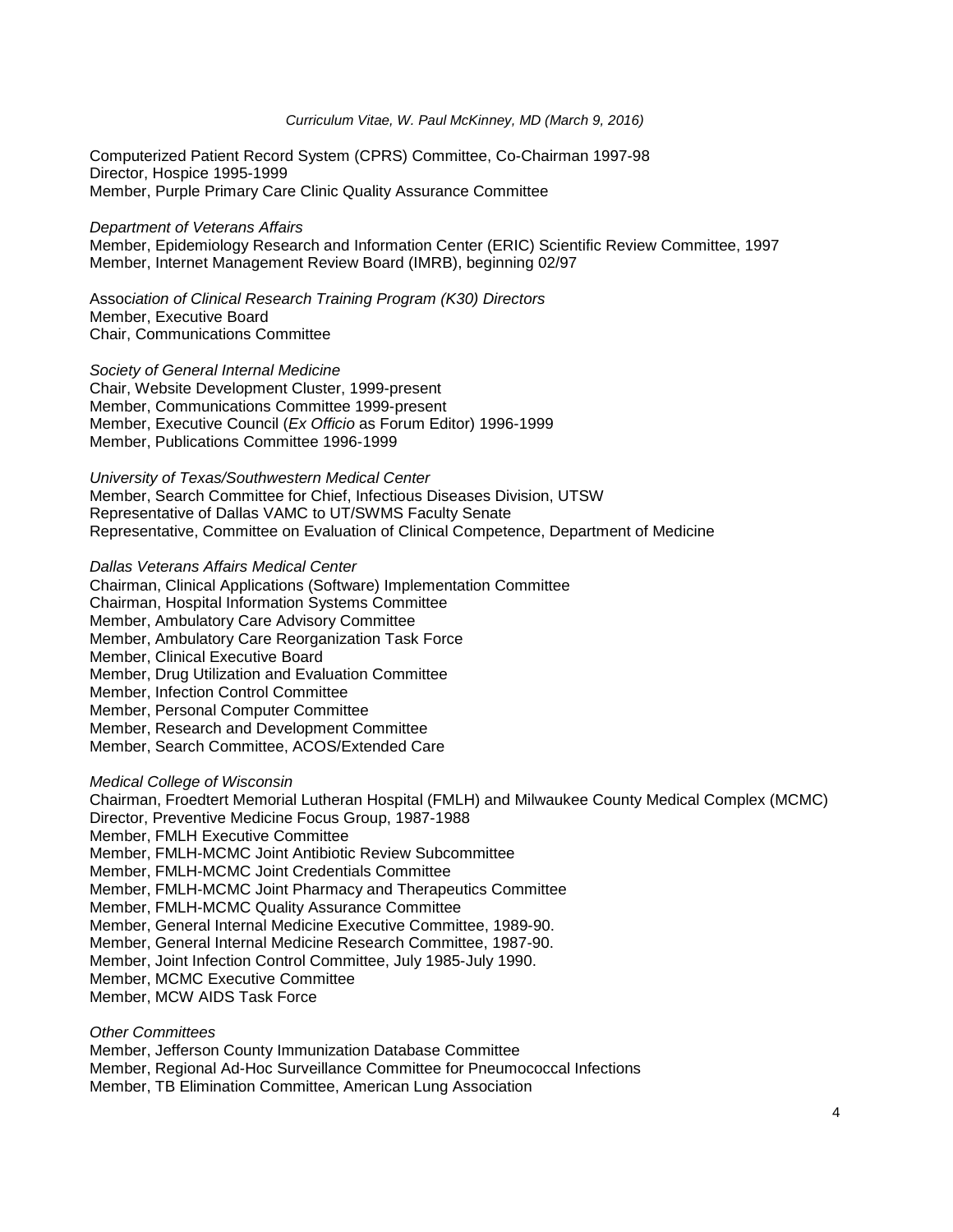Computerized Patient Record System (CPRS) Committee, Co-Chairman 1997-98
Director, Hospice 1995-1999
Member, Purple Primary Care Clinic Quality Assurance Committee

*Department of Veterans Affairs*
Member, Epidemiology Research and Information Center (ERIC) Scientific Review Committee, 1997
Member, Internet Management Review Board (IMRB), beginning 02/97

*Association of Clinical Research Training Program (K30) Directors*
Member, Executive Board
Chair, Communications Committee

*Society of General Internal Medicine*
Chair, Website Development Cluster, 1999-present
Member, Communications Committee 1999-present
Member, Executive Council (*Ex Officio* as Forum Editor) 1996-1999
Member, Publications Committee 1996-1999

*University of Texas/Southwestern Medical Center*
Member, Search Committee for Chief, Infectious Diseases Division, UTSW
Representative of Dallas VAMC to UT/SWMS Faculty Senate
Representative, Committee on Evaluation of Clinical Competence, Department of Medicine

*Dallas Veterans Affairs Medical Center*
Chairman, Clinical Applications (Software) Implementation Committee
Chairman, Hospital Information Systems Committee
Member, Ambulatory Care Advisory Committee
Member, Ambulatory Care Reorganization Task Force
Member, Clinical Executive Board
Member, Drug Utilization and Evaluation Committee
Member, Infection Control Committee
Member, Personal Computer Committee
Member, Research and Development Committee
Member, Search Committee, ACOS/Extended Care

*Medical College of Wisconsin*
Chairman, Froedtert Memorial Lutheran Hospital (FMLH) and Milwaukee County Medical Complex (MCMC)
Director, Preventive Medicine Focus Group, 1987-1988
Member, FMLH Executive Committee
Member, FMLH-MCMC Joint Antibiotic Review Subcommittee
Member, FMLH-MCMC Joint Credentials Committee
Member, FMLH-MCMC Joint Pharmacy and Therapeutics Committee
Member, FMLH-MCMC Quality Assurance Committee
Member, General Internal Medicine Executive Committee, 1989-90.
Member, General Internal Medicine Research Committee, 1987-90.
Member, Joint Infection Control Committee, July 1985-July 1990.
Member, MCMC Executive Committee
Member, MCW AIDS Task Force

*Other Committees*
Member, Jefferson County Immunization Database Committee
Member, Regional Ad-Hoc Surveillance Committee for Pneumococcal Infections
Member, TB Elimination Committee, American Lung Association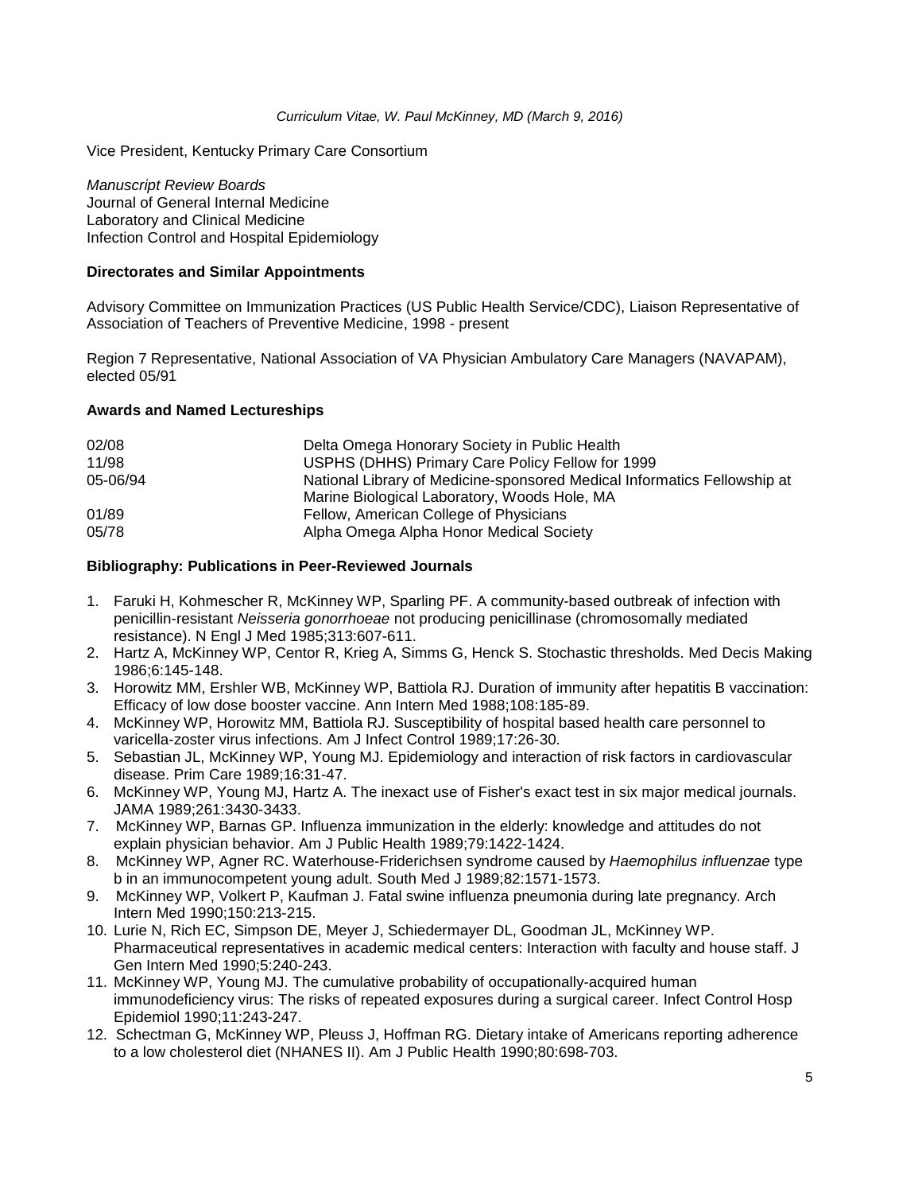Vice President, Kentucky Primary Care Consortium

*Manuscript Review Boards*
Journal of General Internal Medicine
Laboratory and Clinical Medicine
Infection Control and Hospital Epidemiology

**Directorates and Similar Appointments**

Advisory Committee on Immunization Practices (US Public Health Service/CDC), Liaison Representative of Association of Teachers of Preventive Medicine, 1998 - present

Region 7 Representative, National Association of VA Physician Ambulatory Care Managers (NAVAPAM), elected 05/91

**Awards and Named Lectureships**

| | |
|---|---|
| 02/08 | Delta Omega Honorary Society in Public Health |
| 11/98 | USPHS (DHHS) Primary Care Policy Fellow for 1999 |
| 05-06/94 | National Library of Medicine-sponsored Medical Informatics Fellowship at Marine Biological Laboratory, Woods Hole, MA |
| 01/89 | Fellow, American College of Physicians |
| 05/78 | Alpha Omega Alpha Honor Medical Society |

**Bibliography: Publications in Peer-Reviewed Journals**

1. Faruki H, Kohmescher R, McKinney WP, Sparling PF. A community-based outbreak of infection with penicillin-resistant *Neisseria gonorrhoeae* not producing penicillinase (chromosomally mediated resistance). N Engl J Med 1985;313:607-611.
2. Hartz A, McKinney WP, Centor R, Krieg A, Simms G, Henck S. Stochastic thresholds. Med Decis Making 1986;6:145-148.
3. Horowitz MM, Ershler WB, McKinney WP, Battiola RJ. Duration of immunity after hepatitis B vaccination: Efficacy of low dose booster vaccine. Ann Intern Med 1988;108:185-89.
4. McKinney WP, Horowitz MM, Battiola RJ. Susceptibility of hospital based health care personnel to varicella-zoster virus infections. Am J Infect Control 1989;17:26-30.
5. Sebastian JL, McKinney WP, Young MJ. Epidemiology and interaction of risk factors in cardiovascular disease. Prim Care 1989;16:31-47.
6. McKinney WP, Young MJ, Hartz A. The inexact use of Fisher's exact test in six major medical journals. JAMA 1989;261:3430-3433.
7. McKinney WP, Barnas GP. Influenza immunization in the elderly: knowledge and attitudes do not explain physician behavior. Am J Public Health 1989;79:1422-1424.
8. McKinney WP, Agner RC. Waterhouse-Friderichsen syndrome caused by *Haemophilus influenzae* type b in an immunocompetent young adult. South Med J 1989;82:1571-1573.
9. McKinney WP, Volkert P, Kaufman J. Fatal swine influenza pneumonia during late pregnancy. Arch Intern Med 1990;150:213-215.
10. Lurie N, Rich EC, Simpson DE, Meyer J, Schiedermayer DL, Goodman JL, McKinney WP. Pharmaceutical representatives in academic medical centers: Interaction with faculty and house staff. J Gen Intern Med 1990;5:240-243.
11. McKinney WP, Young MJ. The cumulative probability of occupationally-acquired human immunodeficiency virus: The risks of repeated exposures during a surgical career. Infect Control Hosp Epidemiol 1990;11:243-247.
12. Schectman G, McKinney WP, Pleuss J, Hoffman RG. Dietary intake of Americans reporting adherence to a low cholesterol diet (NHANES II). Am J Public Health 1990;80:698-703.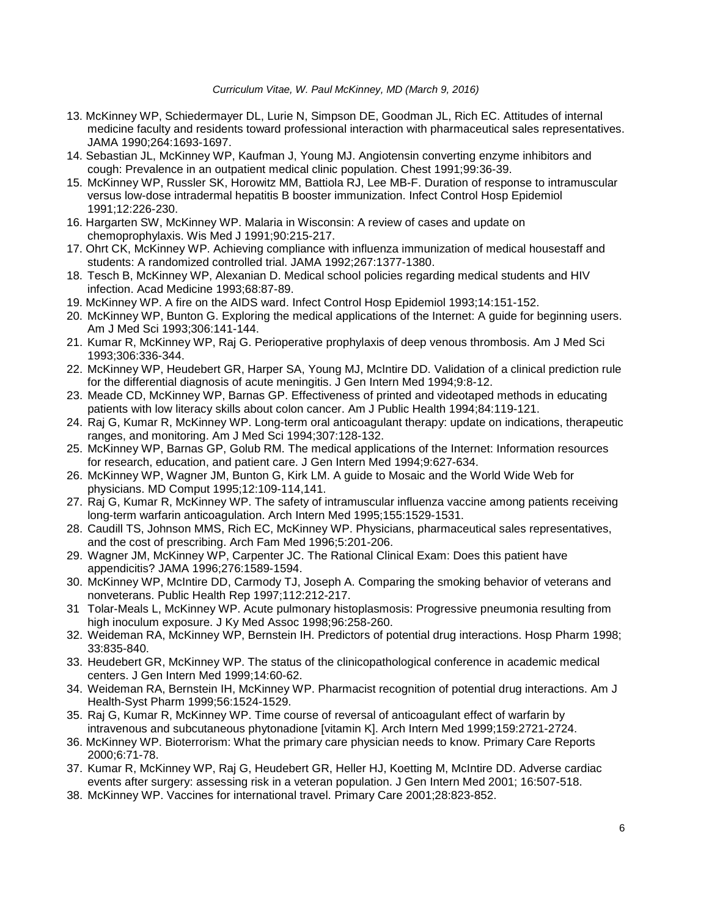13. McKinney WP, Schiedermayer DL, Lurie N, Simpson DE, Goodman JL, Rich EC. Attitudes of internal medicine faculty and residents toward professional interaction with pharmaceutical sales representatives. JAMA 1990;264:1693-1697.
14. Sebastian JL, McKinney WP, Kaufman J, Young MJ. Angiotensin converting enzyme inhibitors and cough: Prevalence in an outpatient medical clinic population. Chest 1991;99:36-39.
15. McKinney WP, Russler SK, Horowitz MM, Battiola RJ, Lee MB-F. Duration of response to intramuscular versus low-dose intradermal hepatitis B booster immunization. Infect Control Hosp Epidemiol 1991;12:226-230.
16. Hargarten SW, McKinney WP. Malaria in Wisconsin: A review of cases and update on chemoprophylaxis. Wis Med J 1991;90:215-217.
17. Ohrt CK, McKinney WP. Achieving compliance with influenza immunization of medical housestaff and students: A randomized controlled trial. JAMA 1992;267:1377-1380.
18. Tesch B, McKinney WP, Alexanian D. Medical school policies regarding medical students and HIV infection. Acad Medicine 1993;68:87-89.
19. McKinney WP. A fire on the AIDS ward. Infect Control Hosp Epidemiol 1993;14:151-152.
20. McKinney WP, Bunton G. Exploring the medical applications of the Internet: A guide for beginning users. Am J Med Sci 1993;306:141-144.
21. Kumar R, McKinney WP, Raj G. Perioperative prophylaxis of deep venous thrombosis. Am J Med Sci 1993;306:336-344.
22. McKinney WP, Heudebert GR, Harper SA, Young MJ, McIntire DD. Validation of a clinical prediction rule for the differential diagnosis of acute meningitis. J Gen Intern Med 1994;9:8-12.
23. Meade CD, McKinney WP, Barnas GP. Effectiveness of printed and videotaped methods in educating patients with low literacy skills about colon cancer. Am J Public Health 1994;84:119-121.
24. Raj G, Kumar R, McKinney WP. Long-term oral anticoagulant therapy: update on indications, therapeutic ranges, and monitoring. Am J Med Sci 1994;307:128-132.
25. McKinney WP, Barnas GP, Golub RM. The medical applications of the Internet: Information resources for research, education, and patient care. J Gen Intern Med 1994;9:627-634.
26. McKinney WP, Wagner JM, Bunton G, Kirk LM. A guide to Mosaic and the World Wide Web for physicians. MD Comput 1995;12:109-114,141.
27. Raj G, Kumar R, McKinney WP. The safety of intramuscular influenza vaccine among patients receiving long-term warfarin anticoagulation. Arch Intern Med 1995;155:1529-1531.
28. Caudill TS, Johnson MMS, Rich EC, McKinney WP. Physicians, pharmaceutical sales representatives, and the cost of prescribing. Arch Fam Med 1996;5:201-206.
29. Wagner JM, McKinney WP, Carpenter JC. The Rational Clinical Exam: Does this patient have appendicitis? JAMA 1996;276:1589-1594.
30. McKinney WP, McIntire DD, Carmody TJ, Joseph A. Comparing the smoking behavior of veterans and nonveterans. Public Health Rep 1997;112:212-217.
31. Tolar-Meals L, McKinney WP. Acute pulmonary histoplasmosis: Progressive pneumonia resulting from high inoculum exposure. J Ky Med Assoc 1998;96:258-260.
32. Weideman RA, McKinney WP, Bernstein IH. Predictors of potential drug interactions. Hosp Pharm 1998; 33:835-840.
33. Heudebert GR, McKinney WP. The status of the clinicopathological conference in academic medical centers. J Gen Intern Med 1999;14:60-62.
34. Weideman RA, Bernstein IH, McKinney WP. Pharmacist recognition of potential drug interactions. Am J Health-Syst Pharm 1999;56:1524-1529.
35. Raj G, Kumar R, McKinney WP. Time course of reversal of anticoagulant effect of warfarin by intravenous and subcutaneous phytonadione [vitamin K]. Arch Intern Med 1999;159:2721-2724.
36. McKinney WP. Bioterrorism: What the primary care physician needs to know. Primary Care Reports 2000;6:71-78.
37. Kumar R, McKinney WP, Raj G, Heudebert GR, Heller HJ, Koetting M, McIntire DD. Adverse cardiac events after surgery: assessing risk in a veteran population. J Gen Intern Med 2001; 16:507-518.
38. McKinney WP. Vaccines for international travel. Primary Care 2001;28:823-852.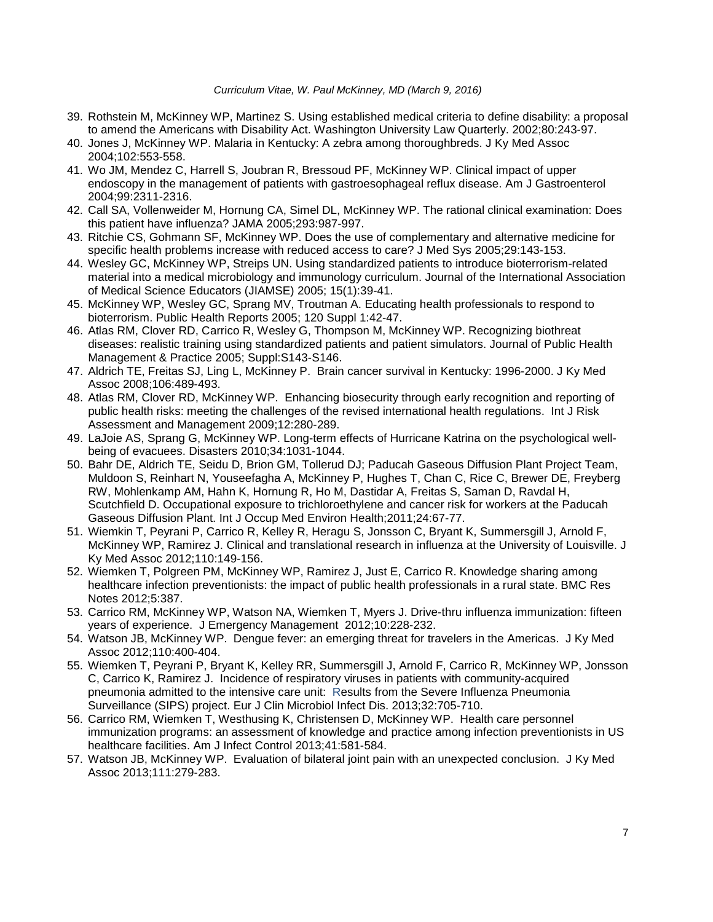39. Rothstein M, McKinney WP, Martinez S. Using established medical criteria to define disability: a proposal to amend the Americans with Disability Act. Washington University Law Quarterly. 2002;80:243-97.
40. Jones J, McKinney WP. Malaria in Kentucky: A zebra among thoroughbreds. J Ky Med Assoc 2004;102:553-558.
41. Wo JM, Mendez C, Harrell S, Joubran R, Bressoud PF, McKinney WP. Clinical impact of upper endoscopy in the management of patients with gastroesophageal reflux disease. Am J Gastroenterol 2004;99:2311-2316.
42. Call SA, Vollenweider M, Hornung CA, Simel DL, McKinney WP. The rational clinical examination: Does this patient have influenza? JAMA 2005;293:987-997.
43. Ritchie CS, Gohmann SF, McKinney WP. Does the use of complementary and alternative medicine for specific health problems increase with reduced access to care? J Med Sys 2005;29:143-153.
44. Wesley GC, McKinney WP, Streips UN. Using standardized patients to introduce bioterrorism-related material into a medical microbiology and immunology curriculum. Journal of the International Association of Medical Science Educators (JIAMSE) 2005; 15(1):39-41.
45. McKinney WP, Wesley GC, Sprang MV, Troutman A. Educating health professionals to respond to bioterrorism. Public Health Reports 2005; 120 Suppl 1:42-47.
46. Atlas RM, Clover RD, Carrico R, Wesley G, Thompson M, McKinney WP. Recognizing biothreat diseases: realistic training using standardized patients and patient simulators. Journal of Public Health Management & Practice 2005; Suppl:S143-S146.
47. Aldrich TE, Freitas SJ, Ling L, McKinney P. Brain cancer survival in Kentucky: 1996-2000. J Ky Med Assoc 2008;106:489-493.
48. Atlas RM, Clover RD, McKinney WP. Enhancing biosecurity through early recognition and reporting of public health risks: meeting the challenges of the revised international health regulations. Int J Risk Assessment and Management 2009;12:280-289.
49. LaJoie AS, Sprang G, McKinney WP. Long-term effects of Hurricane Katrina on the psychological well-being of evacuees. Disasters 2010;34:1031-1044.
50. Bahr DE, Aldrich TE, Seidu D, Brion GM, Tollerud DJ; Paducah Gaseous Diffusion Plant Project Team, Muldoon S, Reinhart N, Youseefagha A, McKinney P, Hughes T, Chan C, Rice C, Brewer DE, Freyberg RW, Mohlenkamp AM, Hahn K, Hornung R, Ho M, Dastidar A, Freitas S, Saman D, Ravdal H, Scutchfield D. Occupational exposure to trichloroethylene and cancer risk for workers at the Paducah Gaseous Diffusion Plant. Int J Occup Med Environ Health;2011;24:67-77.
51. Wiemkin T, Peyrani P, Carrico R, Kelley R, Heragu S, Jonsson C, Bryant K, Summersgill J, Arnold F, McKinney WP, Ramirez J. Clinical and translational research in influenza at the University of Louisville. J Ky Med Assoc 2012;110:149-156.
52. Wiemken T, Polgreen PM, McKinney WP, Ramirez J, Just E, Carrico R. Knowledge sharing among healthcare infection preventionists: the impact of public health professionals in a rural state. BMC Res Notes 2012;5:387.
53. Carrico RM, McKinney WP, Watson NA, Wiemken T, Myers J. Drive-thru influenza immunization: fifteen years of experience. J Emergency Management 2012;10:228-232.
54. Watson JB, McKinney WP. Dengue fever: an emerging threat for travelers in the Americas. J Ky Med Assoc 2012;110:400-404.
55. Wiemken T, Peyrani P, Bryant K, Kelley RR, Summersgill J, Arnold F, Carrico R, McKinney WP, Jonsson C, Carrico K, Ramirez J. Incidence of respiratory viruses from patients with community-acquired pneumonia admitted to the intensive care unit: Results from the Severe Influenza Pneumonia Surveillance (SIPS) project. Eur J Clin Microbiol Infect Dis. 2013;32:705-710.
56. Carrico RM, Wiemken T, Westhusing K, Christensen D, McKinney WP. Health care personnel immunization programs: an assessment of knowledge and practice among infection preventionists in US healthcare facilities. Am J Infect Control 2013;41:581-584.
57. Watson JB, McKinney WP. Evaluation of bilateral joint pain with an unexpected conclusion. J Ky Med Assoc 2013;111:279-283.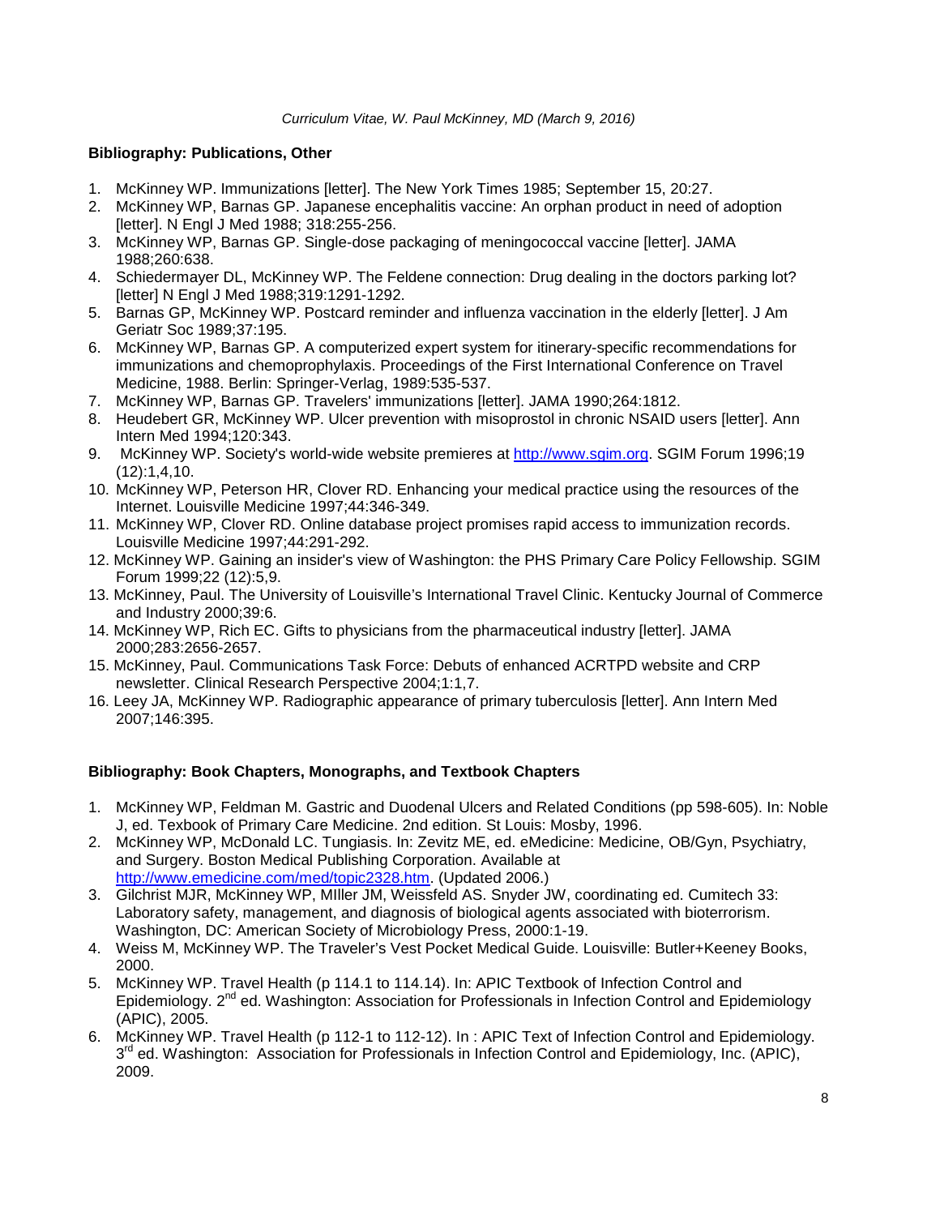## Bibliography: Publications, Other

1. McKinney WP. Immunizations [letter]. The New York Times 1985; September 15, 20:27.
2. McKinney WP, Barnas GP. Japanese encephalitis vaccine: An orphan product in need of adoption [letter]. N Engl J Med 1988; 318:255-256.
3. McKinney WP, Barnas GP. Single-dose packaging of meningococcal vaccine [letter]. JAMA 1988;260:638.
4. Schiedermayer DL, McKinney WP. The Feldene connection: Drug dealing in the doctors parking lot? [letter] N Engl J Med 1988;319:1291-1292.
5. Barnas GP, McKinney WP. Postcard reminder and influenza vaccination in the elderly [letter]. J Am Geriatr Soc 1989;37:195.
6. McKinney WP, Barnas GP. A computerized expert system for itinerary-specific recommendations for immunizations and chemoprophylaxis. Proceedings of the First International Conference on Travel Medicine, 1988. Berlin: Springer-Verlag, 1989:535-537.
7. McKinney WP, Barnas GP. Travelers' immunizations [letter]. JAMA 1990;264:1812.
8. Heudebert GR, McKinney WP. Ulcer prevention with misoprostol in chronic NSAID users [letter]. Ann Intern Med 1994;120:343.
9. McKinney WP. Society's world-wide website premieres at http://www.sgim.org. SGIM Forum 1996;19 (12):1,4,10.
10. McKinney WP, Peterson HR, Clover RD. Enhancing your medical practice using the resources of the Internet. Louisville Medicine 1997;44:346-349.
11. McKinney WP, Clover RD. Online database project promises rapid access to immunization records. Louisville Medicine 1997;44:291-292.
12. McKinney WP. Gaining an insider's view of Washington: the PHS Primary Care Policy Fellowship. SGIM Forum 1999;22 (12):5,9.
13. McKinney, Paul. The University of Louisville's International Travel Clinic. Kentucky Journal of Commerce and Industry 2000;39:6.
14. McKinney WP, Rich EC. Gifts to physicians from the pharmaceutical industry [letter]. JAMA 2000;283:2656-2657.
15. McKinney, Paul. Communications Task Force: Debuts of enhanced ACRTPD website and CRP newsletter. Clinical Research Perspective 2004;1:1,7.
16. Leey JA, McKinney WP. Radiographic appearance of primary tuberculosis [letter]. Ann Intern Med 2007;146:395.

## Bibliography: Book Chapters, Monographs, and Textbook Chapters

1. McKinney WP, Feldman M. Gastric and Duodenal Ulcers and Related Conditions (pp 598-605). In: Noble J, ed. Texbook of Primary Care Medicine. 2nd edition. St Louis: Mosby, 1996.
2. McKinney WP, McDonald LC. Tungiasis. In: Zevitz ME, ed. eMedicine: Medicine, OB/Gyn, Psychiatry, and Surgery. Boston Medical Publishing Corporation. Available at http://www.emedicine.com/med/topic2328.htm. (Updated 2006.)
3. Gilchrist MJR, McKinney WP, MIller JM, Weissfeld AS. Snyder JW, coordinating ed. Cumitech 33: Laboratory safety, management, and diagnosis of biological agents associated with bioterrorism. Washington, DC: American Society of Microbiology Press, 2000:1-19.
4. Weiss M, McKinney WP. The Traveler's Vest Pocket Medical Guide. Louisville: Butler+Keeney Books, 2000.
5. McKinney WP. Travel Health (p 114.1 to 114.14). In: APIC Textbook of Infection Control and Epidemiology. 2nd ed. Washington: Association for Professionals in Infection Control and Epidemiology (APIC), 2005.
6. McKinney WP. Travel Health (p 112-1 to 112-12). In : APIC Text of Infection Control and Epidemiology. 3rd ed. Washington: Association for Professionals in Infection Control and Epidemiology, Inc. (APIC), 2009.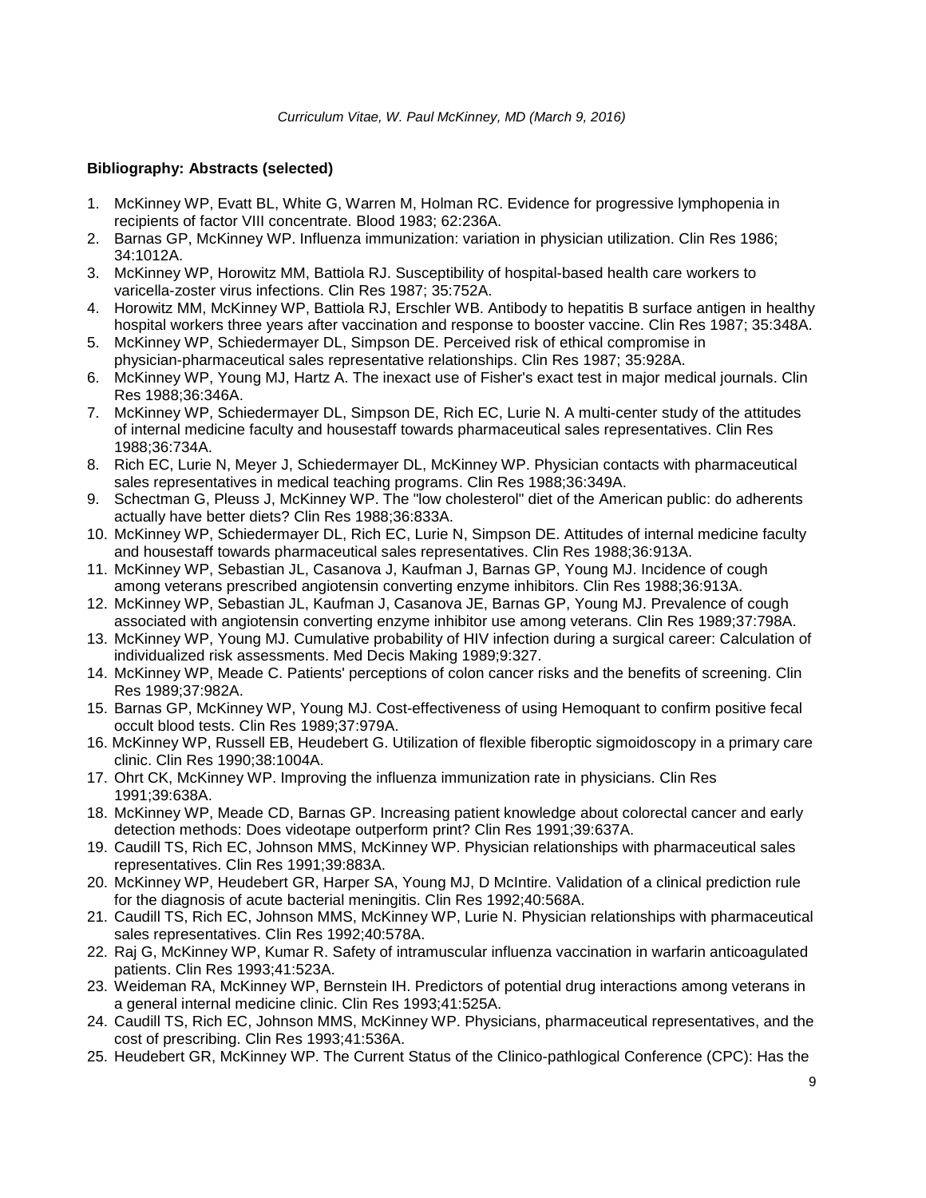### Bibliography: Abstracts (selected)

1. McKinney WP, Evatt BL, White G, Warren M, Holman RC. Evidence for progressive lymphopenia in recipients of factor VIII concentrate. Blood 1983; 62:236A.
2. Barnas GP, McKinney WP. Influenza immunization: variation in physician utilization. Clin Res 1986; 34:1012A.
3. McKinney WP, Horowitz MM, Battiola RJ. Susceptibility of hospital-based health care workers to varicella-zoster virus infections. Clin Res 1987; 35:752A.
4. Horowitz MM, McKinney WP, Battiola RJ, Erschler WB. Antibody to hepatitis B surface antigen in healthy hospital workers three years after vaccination and response to booster vaccine. Clin Res 1987; 35:348A.
5. McKinney WP, Schiedermayer DL, Simpson DE. Perceived risk of ethical compromise in physician-pharmaceutical sales representative relationships. Clin Res 1987; 35:928A.
6. McKinney WP, Young MJ, Hartz A. The inexact use of Fisher's exact test in major medical journals. Clin Res 1988;36:346A.
7. McKinney WP, Schiedermayer DL, Simpson DE, Rich EC, Lurie N. A multi-center study of the attitudes of internal medicine faculty and housestaff towards pharmaceutical sales representatives. Clin Res 1988;36:734A.
8. Rich EC, Lurie N, Meyer J, Schiedermayer DL, McKinney WP. Physician contacts with pharmaceutical sales representatives in medical teaching programs. Clin Res 1988;36:349A.
9. Schectman G, Pleuss J, McKinney WP. The "low cholesterol" diet of the American public: do adherents actually have better diets? Clin Res 1988;36:833A.
10. McKinney WP, Schiedermayer DL, Rich EC, Lurie N, Simpson DE. Attitudes of internal medicine faculty and housestaff towards pharmaceutical sales representatives. Clin Res 1988;36:913A.
11. McKinney WP, Sebastian JL, Casanova J, Kaufman J, Barnas GP, Young MJ. Incidence of cough among veterans prescribed angiotensin converting enzyme inhibitors. Clin Res 1988;36:913A.
12. McKinney WP, Sebastian JL, Kaufman J, Casanova JE, Barnas GP, Young MJ. Prevalence of cough associated with angiotensin converting enzyme inhibitor use among veterans. Clin Res 1989;37:798A.
13. McKinney WP, Young MJ. Cumulative probability of HIV infection during a surgical career: Calculation of individualized risk assessments. Med Decis Making 1989;9:327.
14. McKinney WP, Meade C. Patients' perceptions of colon cancer risks and the benefits of screening. Clin Res 1989;37:982A.
15. Barnas GP, McKinney WP, Young MJ. Cost-effectiveness of using Hemoquant to confirm positive fecal occult blood tests. Clin Res 1989;37:979A.
16. McKinney WP, Russell EB, Heudebert G. Utilization of flexible fiberoptic sigmoidoscopy in a primary care clinic. Clin Res 1990;38:1004A.
17. Ohrt CK, McKinney WP. Improving the influenza immunization rate in physicians. Clin Res 1991;39:638A.
18. McKinney WP, Meade CD, Barnas GP. Increasing patient knowledge about colorectal cancer and early detection methods: Does videotape outperform print? Clin Res 1991;39:637A.
19. Caudill TS, Rich EC, Johnson MMS, McKinney WP. Physician relationships with pharmaceutical sales representatives. Clin Res 1991;39:883A.
20. McKinney WP, Heudebert GR, Harper SA, Young MJ, D McIntire. Validation of a clinical prediction rule for the diagnosis of acute bacterial meningitis. Clin Res 1992;40:568A.
21. Caudill TS, Rich EC, Johnson MMS, McKinney WP, Lurie N. Physician relationships with pharmaceutical sales representatives. Clin Res 1992;40:578A.
22. Raj G, McKinney WP, Kumar R. Safety of intramuscular influenza vaccination in warfarin anticoagulated patients. Clin Res 1993;41:523A.
23. Weideman RA, McKinney WP, Bernstein IH. Predictors of potential drug interactions among veterans in a general internal medicine clinic. Clin Res 1993;41:525A.
24. Caudill TS, Rich EC, Johnson MMS, McKinney WP. Physicians, pharmaceutical representatives, and the cost of prescribing. Clin Res 1993;41:536A.
25. Heudebert GR, McKinney WP. The Current Status of the Clinico-pathlogical Conference (CPC): Has the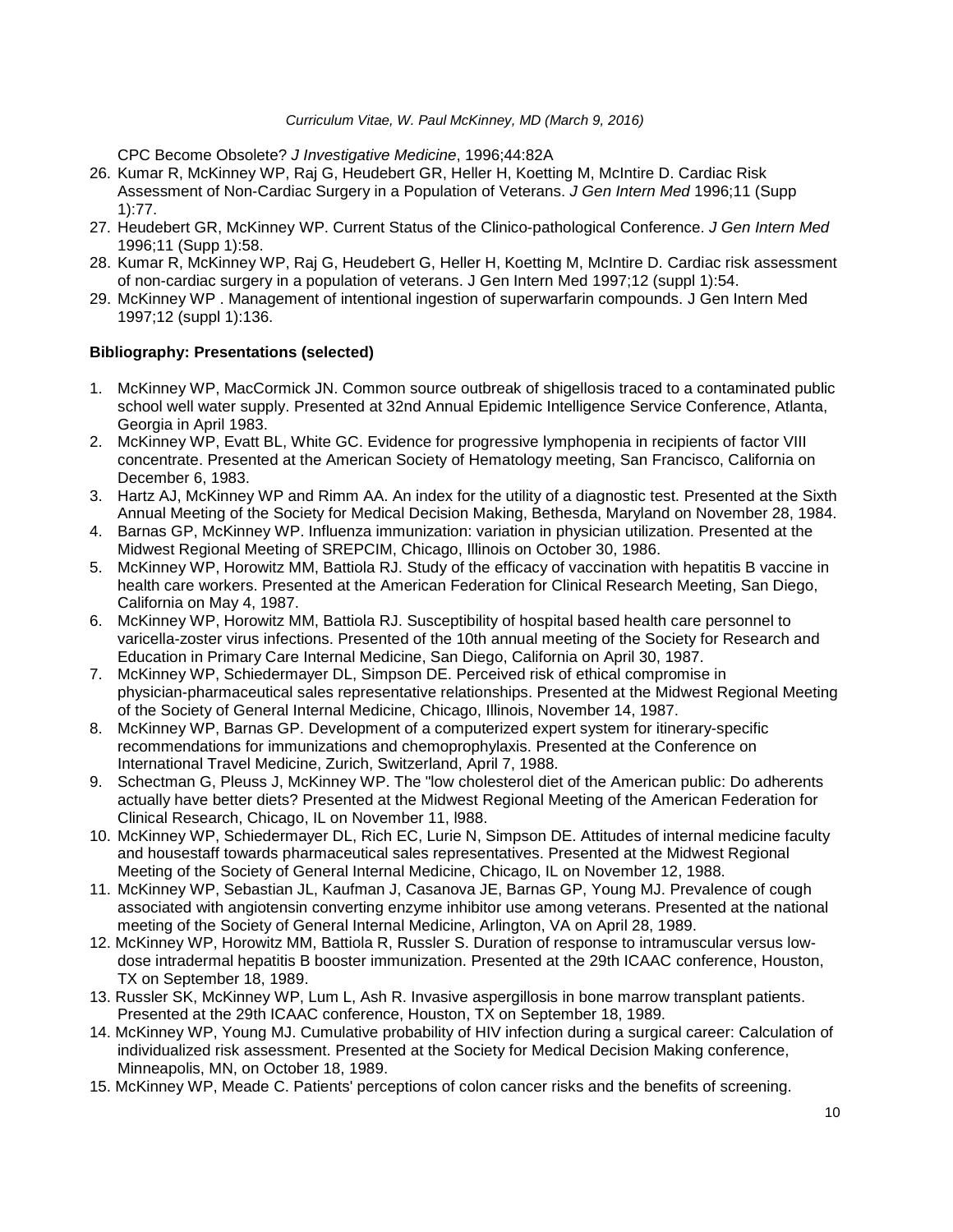CPC Become Obsolete? *J Investigative Medicine*, 1996;44:82A

26. Kumar R, McKinney WP, Raj G, Heudebert GR, Heller H, Koetting M, McIntire D. Cardiac Risk Assessment of Non-Cardiac Surgery in a Population of Veterans. *J Gen Intern Med* 1996;11 (Supp 1):77.
27. Heudebert GR, McKinney WP. Current Status of the Clinico-pathological Conference. *J Gen Intern Med* 1996;11 (Supp 1):58.
28. Kumar R, McKinney WP, Raj G, Heudebert G, Heller H, Koetting M, McIntire D. Cardiac risk assessment of non-cardiac surgery in a population of veterans. J Gen Intern Med 1997;12 (suppl 1):54.
29. McKinney WP . Management of intentional ingestion of superwarfarin compounds. J Gen Intern Med 1997;12 (suppl 1):136.

**Bibliography: Presentations (selected)**

1. McKinney WP, MacCormick JN. Common source outbreak of shigellosis traced to a contaminated public school well water supply. Presented at 32nd Annual Epidemic Intelligence Service Conference, Atlanta, Georgia in April 1983.
2. McKinney WP, Evatt BL, White GC. Evidence for progressive lymphopenia in recipients of factor VIII concentrate. Presented at the American Society of Hematology meeting, San Francisco, California on December 6, 1983.
3. Hartz AJ, McKinney WP and Rimm AA. An index for the utility of a diagnostic test. Presented at the Sixth Annual Meeting of the Society for Medical Decision Making, Bethesda, Maryland on November 28, 1984.
4. Barnas GP, McKinney WP. Influenza immunization: variation in physician utilization. Presented at the Midwest Regional Meeting of SREPCIM, Chicago, Illinois on October 30, 1986.
5. McKinney WP, Horowitz MM, Battiola RJ. Study of the efficacy of vaccination with hepatitis B vaccine in health care workers. Presented at the American Federation for Clinical Research Meeting, San Diego, California on May 4, 1987.
6. McKinney WP, Horowitz MM, Battiola RJ. Susceptibility of hospital based health care personnel to varicella-zoster virus infections. Presented of the 10th annual meeting of the Society for Research and Education in Primary Care Internal Medicine, San Diego, California on April 30, 1987.
7. McKinney WP, Schiedermayer DL, Simpson DE. Perceived risk of ethical compromise in physician-pharmaceutical sales representative relationships. Presented at the Midwest Regional Meeting of the Society of General Internal Medicine, Chicago, Illinois, November 14, 1987.
8. McKinney WP, Barnas GP. Development of a computerized expert system for itinerary-specific recommendations for immunizations and chemoprophylaxis. Presented at the Conference on International Travel Medicine, Zurich, Switzerland, April 7, 1988.
9. Schectman G, Pleuss J, McKinney WP. The "low cholesterol diet of the American public: Do adherents actually have better diets? Presented at the Midwest Regional Meeting of the American Federation for Clinical Research, Chicago, IL on November 11, l988.
10. McKinney WP, Schiedermayer DL, Rich EC, Lurie N, Simpson DE. Attitudes of internal medicine faculty and housestaff towards pharmaceutical sales representatives. Presented at the Midwest Regional Meeting of the Society of General Internal Medicine, Chicago, IL on November 12, 1988.
11. McKinney WP, Sebastian JL, Kaufman J, Casanova JE, Barnas GP, Young MJ. Prevalence of cough associated with angiotensin converting enzyme inhibitor use among veterans. Presented at the national meeting of the Society of General Internal Medicine, Arlington, VA on April 28, 1989.
12. McKinney WP, Horowitz MM, Battiola R, Russler S. Duration of response to intramuscular versus low-dose intradermal hepatitis B booster immunization. Presented at the 29th ICAAC conference, Houston, TX on September 18, 1989.
13. Russler SK, McKinney WP, Lum L, Ash R. Invasive aspergillosis in bone marrow transplant patients. Presented at the 29th ICAAC conference, Houston, TX on September 18, 1989.
14. McKinney WP, Young MJ. Cumulative probability of HIV infection during a surgical career: Calculation of individualized risk assessment. Presented at the Society for Medical Decision Making conference, Minneapolis, MN, on October 18, 1989.
15. McKinney WP, Meade C. Patients' perceptions of colon cancer risks and the benefits of screening.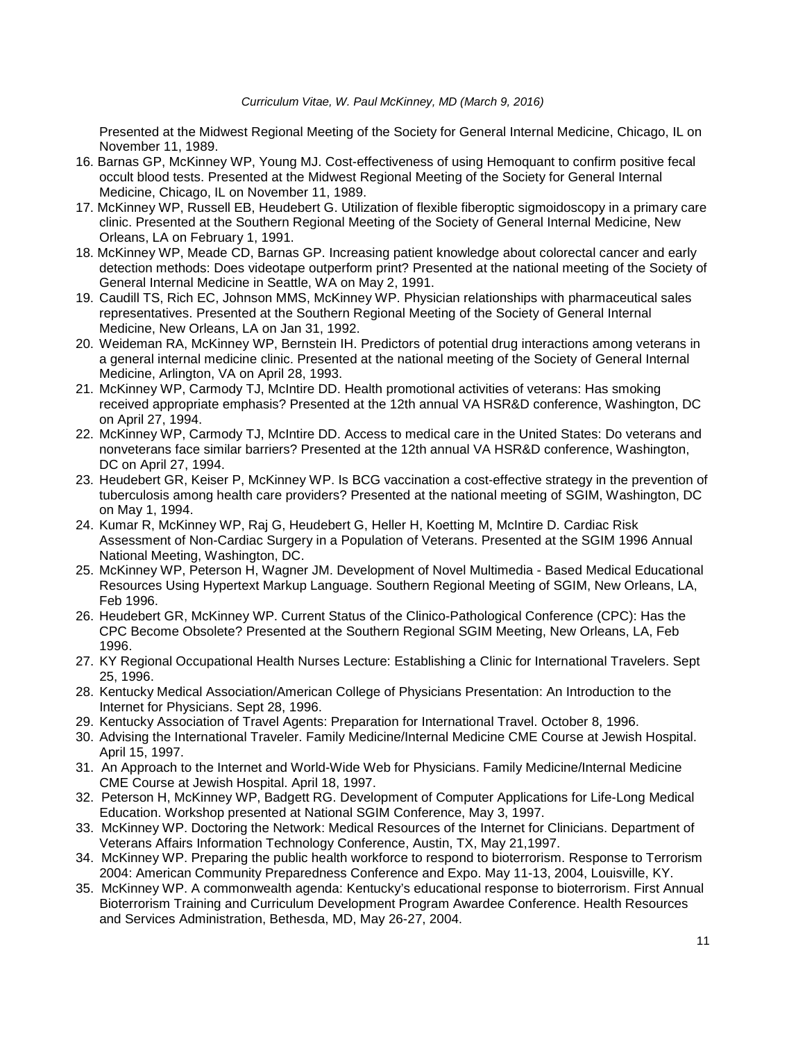Presented at the Midwest Regional Meeting of the Society for General Internal Medicine, Chicago, IL on November 11, 1989.

16. Barnas GP, McKinney WP, Young MJ. Cost-effectiveness of using Hemoquant to confirm positive fecal occult blood tests. Presented at the Midwest Regional Meeting of the Society for General Internal Medicine, Chicago, IL on November 11, 1989.
17. McKinney WP, Russell EB, Heudebert G. Utilization of flexible fiberoptic sigmoidoscopy in a primary care clinic. Presented at the Southern Regional Meeting of the Society of General Internal Medicine, New Orleans, LA on February 1, 1991.
18. McKinney WP, Meade CD, Barnas GP. Increasing patient knowledge about colorectal cancer and early detection methods: Does videotape outperform print? Presented at the national meeting of the Society of General Internal Medicine in Seattle, WA on May 2, 1991.
19. Caudill TS, Rich EC, Johnson MMS, McKinney WP. Physician relationships with pharmaceutical sales representatives. Presented at the Southern Regional Meeting of the Society of General Internal Medicine, New Orleans, LA on Jan 31, 1992.
20. Weideman RA, McKinney WP, Bernstein IH. Predictors of potential drug interactions among veterans in a general internal medicine clinic. Presented at the national meeting of the Society of General Internal Medicine, Arlington, VA on April 28, 1993.
21. McKinney WP, Carmody TJ, McIntire DD. Health promotional activities of veterans: Has smoking received appropriate emphasis? Presented at the 12th annual VA HSR&D conference, Washington, DC on April 27, 1994.
22. McKinney WP, Carmody TJ, McIntire DD. Access to medical care in the United States: Do veterans and nonveterans face similar barriers? Presented at the 12th annual VA HSR&D conference, Washington, DC on April 27, 1994.
23. Heudebert GR, Keiser P, McKinney WP. Is BCG vaccination a cost-effective strategy in the prevention of tuberculosis among health care providers? Presented at the national meeting of SGIM, Washington, DC on May 1, 1994.
24. Kumar R, McKinney WP, Raj G, Heudebert G, Heller H, Koetting M, McIntire D. Cardiac Risk Assessment of Non-Cardiac Surgery in a Population of Veterans. Presented at the SGIM 1996 Annual National Meeting, Washington, DC.
25. McKinney WP, Peterson H, Wagner JM. Development of Novel Multimedia - Based Medical Educational Resources Using Hypertext Markup Language. Southern Regional Meeting of SGIM, New Orleans, LA, Feb 1996.
26. Heudebert GR, McKinney WP. Current Status of the Clinico-Pathological Conference (CPC): Has the CPC Become Obsolete? Presented at the Southern Regional SGIM Meeting, New Orleans, LA, Feb 1996.
27. KY Regional Occupational Health Nurses Lecture: Establishing a Clinic for International Travelers. Sept 25, 1996.
28. Kentucky Medical Association/American College of Physicians Presentation: An Introduction to the Internet for Physicians. Sept 28, 1996.
29. Kentucky Association of Travel Agents: Preparation for International Travel. October 8, 1996.
30. Advising the International Traveler. Family Medicine/Internal Medicine CME Course at Jewish Hospital. April 15, 1997.
31. An Approach to the Internet and World-Wide Web for Physicians. Family Medicine/Internal Medicine CME Course at Jewish Hospital. April 18, 1997.
32. Peterson H, McKinney WP, Badgett RG. Development of Computer Applications for Life-Long Medical Education. Workshop presented at National SGIM Conference, May 3, 1997.
33. McKinney WP. Doctoring the Network: Medical Resources of the Internet for Clinicians. Department of Veterans Affairs Information Technology Conference, Austin, TX, May 21,1997.
34. McKinney WP. Preparing the public health workforce to respond to bioterrorism. Response to Terrorism 2004: American Community Preparedness Conference and Expo. May 11-13, 2004, Louisville, KY.
35. McKinney WP. A commonwealth agenda: Kentucky's educational response to bioterrorism. First Annual Bioterrorism Training and Curriculum Development Program Awardee Conference. Health Resources and Services Administration, Bethesda, MD, May 26-27, 2004.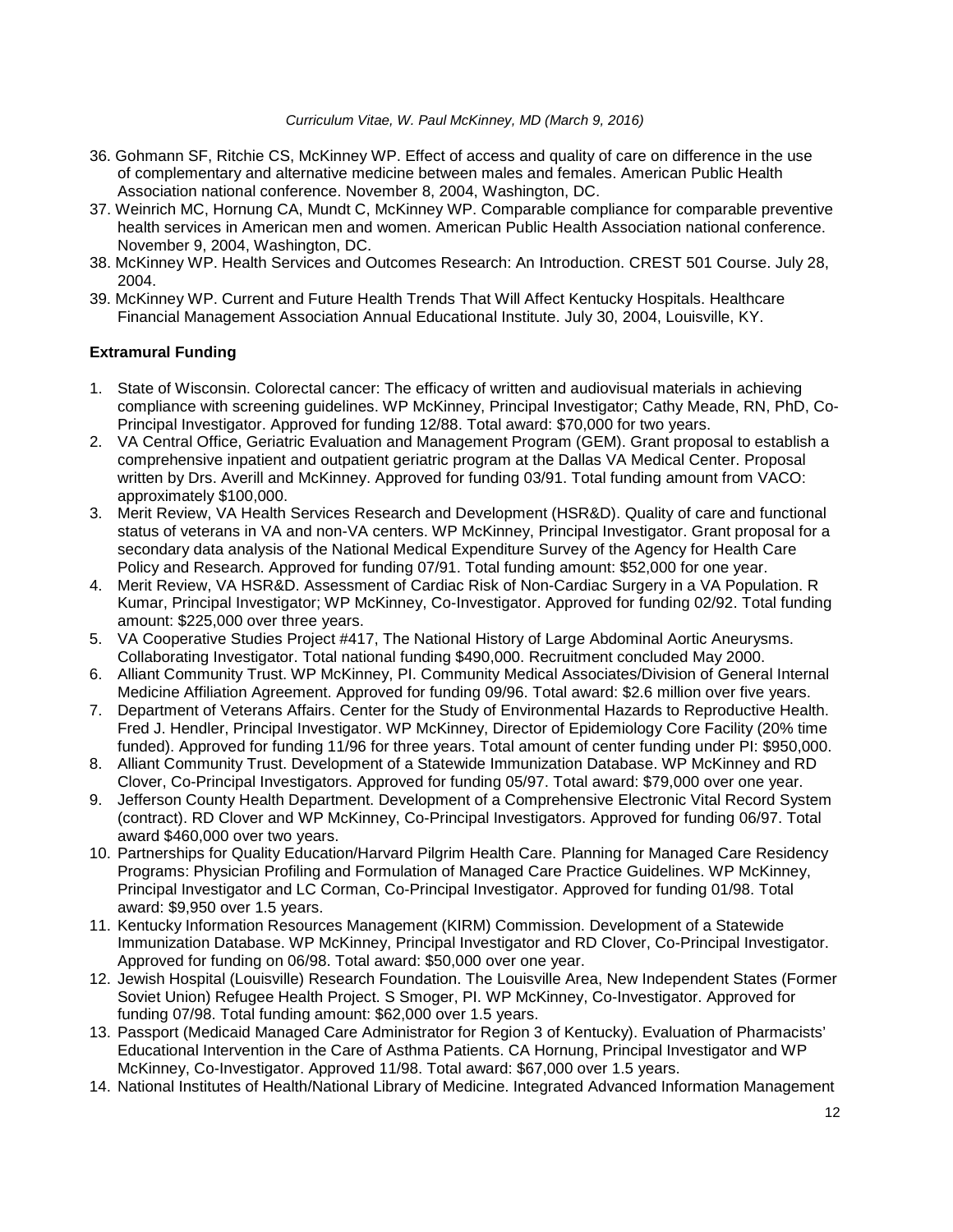36. Gohmann SF, Ritchie CS, McKinney WP. Effect of access and quality of care on difference in the use of complementary and alternative medicine between males and females. American Public Health Association national conference. November 8, 2004, Washington, DC.
37. Weinrich MC, Hornung CA, Mundt C, McKinney WP. Comparable compliance for comparable preventive health services in American men and women. American Public Health Association national conference. November 9, 2004, Washington, DC.
38. McKinney WP. Health Services and Outcomes Research: An Introduction. CREST 501 Course. July 28, 2004.
39. McKinney WP. Current and Future Health Trends That Will Affect Kentucky Hospitals. Healthcare Financial Management Association Annual Educational Institute. July 30, 2004, Louisville, KY.

**Extramural Funding**

1. State of Wisconsin. Colorectal cancer: The efficacy of written and audiovisual materials in achieving compliance with screening guidelines. WP McKinney, Principal Investigator; Cathy Meade, RN, PhD, Co-Principal Investigator. Approved for funding 12/88. Total award: $70,000 for two years.
2. VA Central Office, Geriatric Evaluation and Management Program (GEM). Grant proposal to establish a comprehensive inpatient and outpatient geriatric program at the Dallas VA Medical Center. Proposal written by Drs. Averill and McKinney. Approved for funding 03/91. Total funding amount from VACO: approximately $100,000.
3. Merit Review, VA Health Services Research and Development (HSR&D). Quality of care and functional status of veterans in VA and non-VA centers. WP McKinney, Principal Investigator. Grant proposal for a secondary data analysis of the National Medical Expenditure Survey of the Agency for Health Care Policy and Research. Approved for funding 07/91. Total funding amount: $52,000 for one year.
4. Merit Review, VA HSR&D. Assessment of Cardiac Risk of Non-Cardiac Surgery in a VA Population. R Kumar, Principal Investigator; WP McKinney, Co-Investigator. Approved for funding 02/92. Total funding amount: $225,000 over three years.
5. VA Cooperative Studies Project #417, The National History of Large Abdominal Aortic Aneurysms. Collaborating Investigator. Total national funding $490,000. Recruitment concluded May 2000.
6. Alliant Community Trust. WP McKinney, PI. Community Medical Associates/Division of General Internal Medicine Affiliation Agreement. Approved for funding 09/96. Total award: $2.6 million over five years.
7. Department of Veterans Affairs. Center for the Study of Environmental Hazards to Reproductive Health. Fred J. Hendler, Principal Investigator. WP McKinney, Director of Epidemiology Core Facility (20% time funded). Approved for funding 11/96 for three years. Total amount of center funding under PI: $950,000.
8. Alliant Community Trust. Development of a Statewide Immunization Database. WP McKinney and RD Clover, Co-Principal Investigators. Approved for funding 05/97. Total award: $79,000 over one year.
9. Jefferson County Health Department. Development of a Comprehensive Electronic Vital Record System (contract). RD Clover and WP McKinney, Co-Principal Investigators. Approved for funding 06/97. Total award $460,000 over two years.
10. Partnerships for Quality Education/Harvard Pilgrim Health Care. Planning for Managed Care Residency Programs: Physician Profiling and Formulation of Managed Care Practice Guidelines. WP McKinney, Principal Investigator and LC Corman, Co-Principal Investigator. Approved for funding 01/98. Total award: $9,950 over 1.5 years.
11. Kentucky Information Resources Management (KIRM) Commission. Development of a Statewide Immunization Database. WP McKinney, Principal Investigator and RD Clover, Co-Principal Investigator. Approved for funding on 06/98. Total award: $50,000 over one year.
12. Jewish Hospital (Louisville) Research Foundation. The Louisville Area, New Independent States (Former Soviet Union) Refugee Health Project. S Smoger, PI. WP McKinney, Co-Investigator. Approved for funding 07/98. Total funding amount: $62,000 over 1.5 years.
13. Passport (Medicaid Managed Care Administrator for Region 3 of Kentucky). Evaluation of Pharmacists' Educational Intervention in the Care of Asthma Patients. CA Hornung, Principal Investigator and WP McKinney, Co-Investigator. Approved 11/98. Total award: $67,000 over 1.5 years.
14. National Institutes of Health/National Library of Medicine. Integrated Advanced Information Management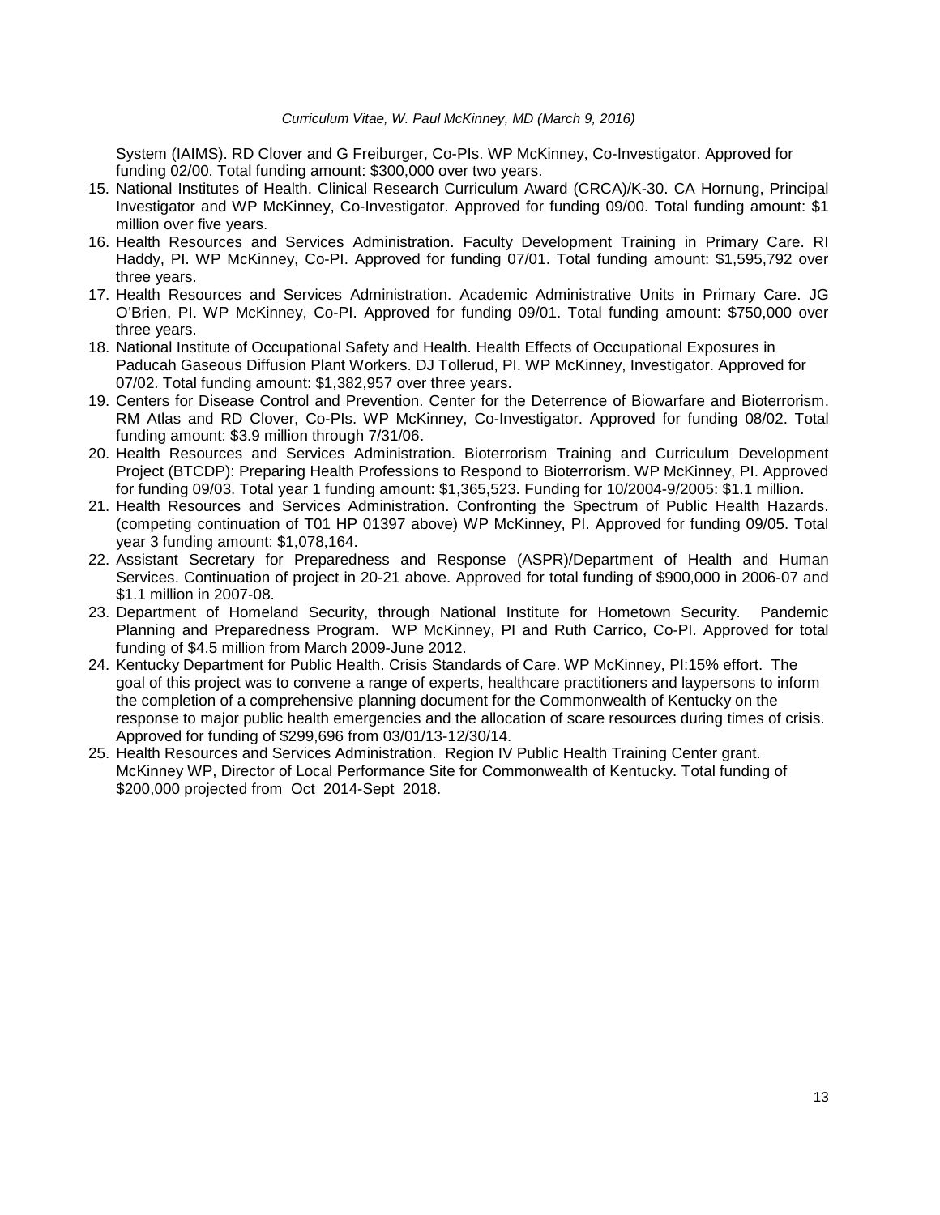System (IAIMS). RD Clover and G Freiburger, Co-PIs. WP McKinney, Co-Investigator. Approved for funding 02/00. Total funding amount: $300,000 over two years.

15. National Institutes of Health. Clinical Research Curriculum Award (CRCA)/K-30. CA Hornung, Principal Investigator and WP McKinney, Co-Investigator. Approved for funding 09/00. Total funding amount: $1 million over five years.
16. Health Resources and Services Administration. Faculty Development Training in Primary Care. RI Haddy, PI. WP McKinney, Co-PI. Approved for funding 07/01. Total funding amount: $1,595,792 over three years.
17. Health Resources and Services Administration. Academic Administrative Units in Primary Care. JG O'Brien, PI. WP McKinney, Co-PI. Approved for funding 09/01. Total funding amount: $750,000 over three years.
18. National Institute of Occupational Safety and Health. Health Effects of Occupational Exposures in Paducah Gaseous Diffusion Plant Workers. DJ Tollerud, PI. WP McKinney, Investigator. Approved for 07/02. Total funding amount: $1,382,957 over three years.
19. Centers for Disease Control and Prevention. Center for the Deterrence of Biowarfare and Bioterrorism. RM Atlas and RD Clover, Co-PIs. WP McKinney, Co-Investigator. Approved for funding 08/02. Total funding amount: $3.9 million through 7/31/06.
20. Health Resources and Services Administration. Bioterrorism Training and Curriculum Development Project (BTCDP): Preparing Health Professions to Respond to Bioterrorism. WP McKinney, PI. Approved for funding 09/03. Total year 1 funding amount: $1,365,523. Funding for 10/2004-9/2005: $1.1 million.
21. Health Resources and Services Administration. Confronting the Spectrum of Public Health Hazards. (competing continuation of T01 HP 01397 above) WP McKinney, PI. Approved for funding 09/05. Total year 3 funding amount: $1,078,164.
22. Assistant Secretary for Preparedness and Response (ASPR)/Department of Health and Human Services. Continuation of project in 20-21 above. Approved for total funding of $900,000 in 2006-07 and $1.1 million in 2007-08.
23. Department of Homeland Security, through National Institute for Hometown Security. Pandemic Planning and Preparedness Program. WP McKinney, PI and Ruth Carrico, Co-PI. Approved for total funding of $4.5 million from March 2009-June 2012.
24. Kentucky Department for Public Health. Crisis Standards of Care. WP McKinney, PI:15% effort. The goal of this project was to convene a range of experts, healthcare practitioners and laypersons to inform the completion of a comprehensive planning document for the Commonwealth of Kentucky on the response to major public health emergencies and the allocation of scare resources during times of crisis. Approved for funding of $299,696 from 03/01/13-12/30/14.
25. Health Resources and Services Administration. Region IV Public Health Training Center grant. McKinney WP, Director of Local Performance Site for Commonwealth of Kentucky. Total funding of $200,000 projected from Oct 2014-Sept 2018.